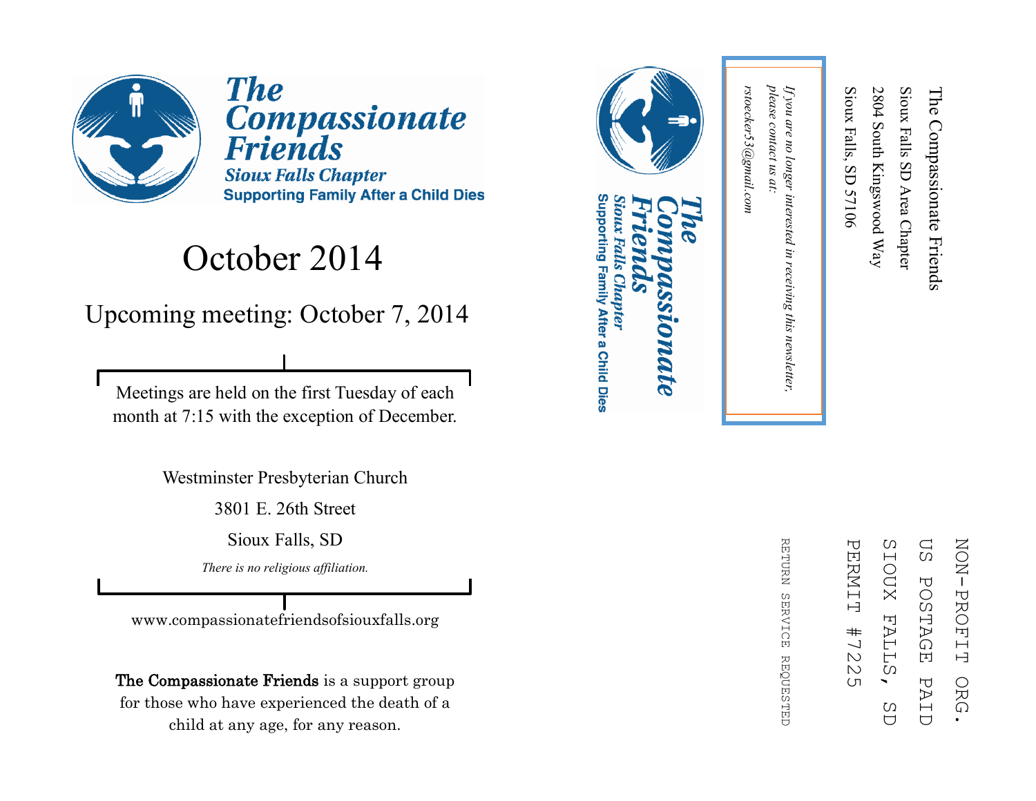# The Compassionate Friends

## Sioux Falls Chapter

**Supporting Family After a Child Dies**

# October 2014

## Upcoming meeting: October 7, 2014

Meetings are held on the first Tuesday of each month at 7:15 with the exception of December.

Westminster Presbyterian Church

3801 E. 26th Street

Sioux Falls, SD

*There is no religious affiliation.*

www.compassionatefriendsofsiouxfalls.org

**The Compassionate Friends** is a support group for those who have experienced the death of a child at any age, for any reason.

---

The Compassionate Friends
Sioux Falls SD Area Chapter
2804 South Kingswood Way
Sioux Falls, SD 57106

**The Compassionate Friends**
*Sioux Falls Chapter*
**Supporting Family After a Child Dies**

*If you are no longer interested in receiving this newsletter, please contact us at:*
*rstoecker53@gmail.com*

NON-PROFIT ORG.
US POSTAGE PAID
SIOUX FALLS, SD
PERMIT #7225

RETURN SERVICE REQUESTED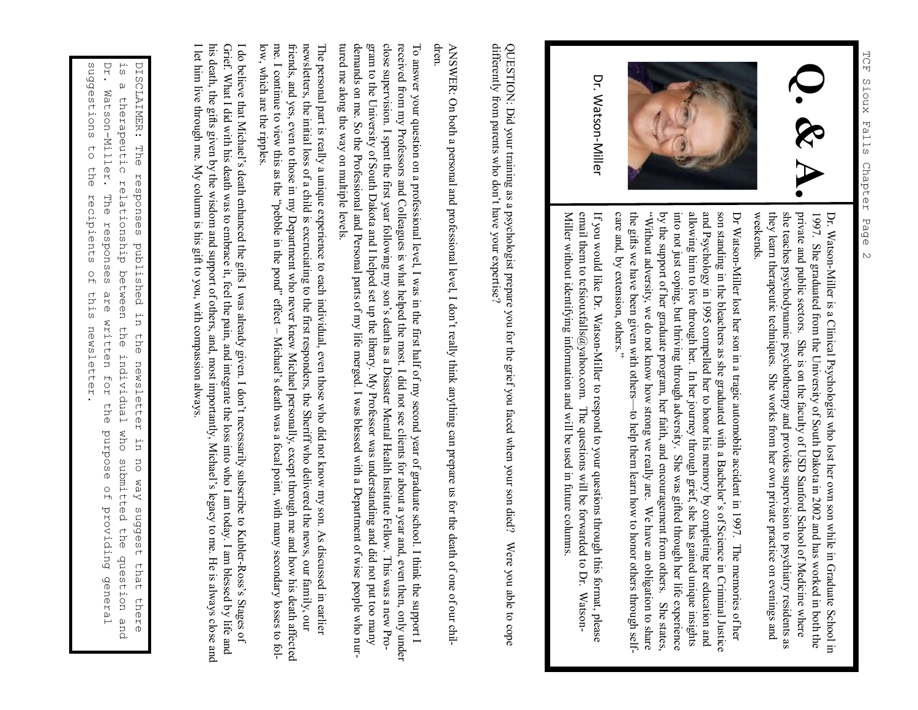# Q. & A.

Dr. Watson-Miller

Dr. Watson-Miller is a Clinical Psychologist who lost her own son while in Graduate School in 1997. She graduated from the University of South Dakota in 2002 and has worked in both the private and public sectors. She is on the faculty of USD Sanford School of Medicine where she teaches psychodynamic psychotherapy and provides supervision to psychiatry residents as they learn therapeutic techniques. She works from her own private practice on evenings and weekends.

Dr Watson-Miller lost her son in a tragic automobile accident in 1997. The memories of her son standing in the bleachers as she graduated with a Bachelor's of Science in Criminal Justice and Psychology in 1995 compelled her to honor his memory by completing her education and allowing him to live through her. In her journey through grief, she has gained unique insights into not just coping, but thriving through adversity. She was gifted through her life experience by the support of her graduate program, her faith, and encouragement from others. She states, "Without adversity, we do not know how strong we really are. We have an obligation to share the gifts we have been given with others—to help them learn how to honor others through self-care and, by extension, others."

If you would like Dr. Watson-Miller to respond to your questions through this format, please email them to tcfsiouxfalls@yahoo.com. The questions will be forwarded to Dr. Watson-Miller without identifying information and will be used in future columns.

QUESTION: Did your training as a psychologist prepare you for the grief you faced when your son died? Were you able to cope differently from parents who don't have your expertise?

ANSWER: On both a personal and professional level, I don't really think anything can prepare us for the death of one of our children.

To answer your question on a professional level, I was in the first half of my second year of graduate school. I think the support I received from my Professors and Colleagues is what helped the most. I did not see clients for about a year and, even then, only under close supervision. I spent the first year following my son's death as a Disaster Mental Health Institute Fellow. This was a new Program to the University of South Dakota and I helped set up the library. My Professor was understanding and did not put too many demands on me. So the Professional and Personal parts of my life merged. I was blessed with a Department of wise people who nurtured me along the way on multiple levels.

The personal part is really a unique experience to each individual, even those who did not know my son. As discussed in earlier newsletters, the initial loss of a child is excruciating to the first responders, the Sheriff who delivered the news, our family, our friends, and yes, even to those in my Department who never knew Michael personally, except through me and how his death affected me. I continue to view this as the "pebble in the pond" effect – Michael's death was a focal point, with many secondary losses to follow, which are the ripples.

I do believe that Michael's death enhanced the gifts I was already given. I don't necessarily subscribe to Kubler-Ross's Stages of Grief. What I did with his death was to embrace it, feel the pain, and integrate the loss into who I am today. I am blessed by life and his death, the gifts given by the wisdom and support of others, and, most importantly, Michael's legacy to me. He is always close and I let him live through me. My column is his gift to you, with compassion always.

DISCLAIMER: The responses published in the newsletter in no way suggest that there is a therapeutic relationship between the individual who submitted the question and Dr. Watson-Miller. The responses are written for the purpose of providing general suggestions to the recipients of this newsletter.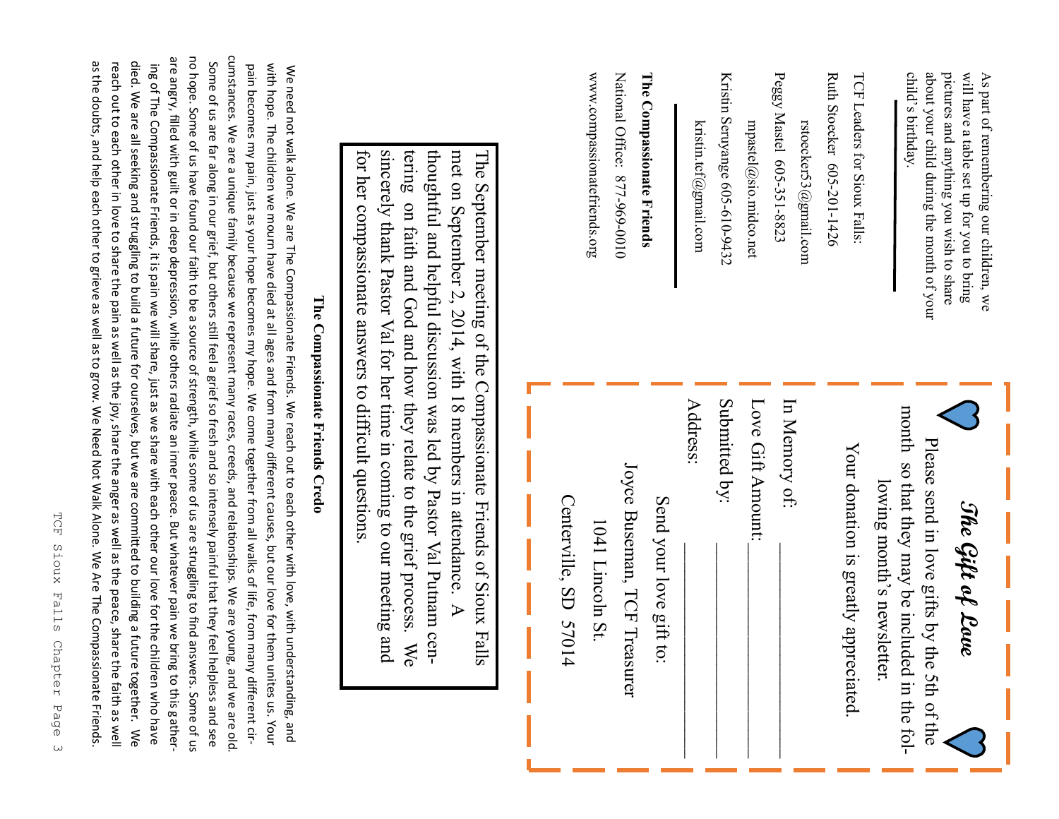As part of remembering our children, we will have a table set up for you to bring pictures and anything you wish to share about your child during the month of your child's birthday.

---

TCF Leaders for Sioux Falls:

Ruth Stoecker 605-201-1426

rstoecker53@gmail.com

Peggy Mastel 605-351-8823

mpastel@sio.midco.net

Kristin Seruyange 605-610-9432

kristin.tcf@gmail.com

---

**The Compassionate Friends**

National Office: 877-969-0010

www.compassionatefriends.org

## *The Gift of Love*

Please send in love gifts by the 5th of the month so that they may be included in the following month's newsletter.

Your donation is greatly appreciated.

In Memory of: ____________________

Love Gift Amount: ____________________

Submitted by: ____________________

Address: ____________________

Send your love gift to:

Joyce Buseman, TCF Treasurer

1041 Lincoln St.

Centerville, SD 57014

The September meeting of the Compassionate Friends of Sioux Falls met on September 2, 2014, with 18 members in attendance. A thoughtful and helpful discussion was led by Pastor Val Putnam centering on faith and God and how they relate to the grief process. We sincerely thank Pastor Val for her time in coming to our meeting and for her compassionate answers to difficult questions.

### The Compassionate Friends Credo

We need not walk alone. We are The Compassionate Friends. We reach out to each other with love, with understanding, and with hope. The children we mourn have died at all ages and from many different causes, but our love for them unites us. Your pain becomes my pain, just as your hope becomes my hope. We come together from all walks of life, from many different circumstances. We are a unique family because we represent many races, creeds, and relationships. We are young, and we are old. Some of us are far along in our grief, but others still feel a grief so fresh and so intensely painful that they feel helpless and see no hope. Some of us have found our faith to be a source of strength, while some of us are struggling to find answers. Some of us are angry, filled with guilt or in deep depression, while others radiate an inner peace. But whatever pain we bring to this gathering of The Compassionate Friends, it is pain we will share, just as we share with each other our love for the children who have died. We are all seeking and struggling to build a future for ourselves, but we are committed to building a future together. We reach out to each other in love to share the pain as well as the joy, share the anger as well as the peace, share the faith as well as the doubts, and help each other to grieve as well as to grow. We Need Not Walk Alone. We Are The Compassionate Friends.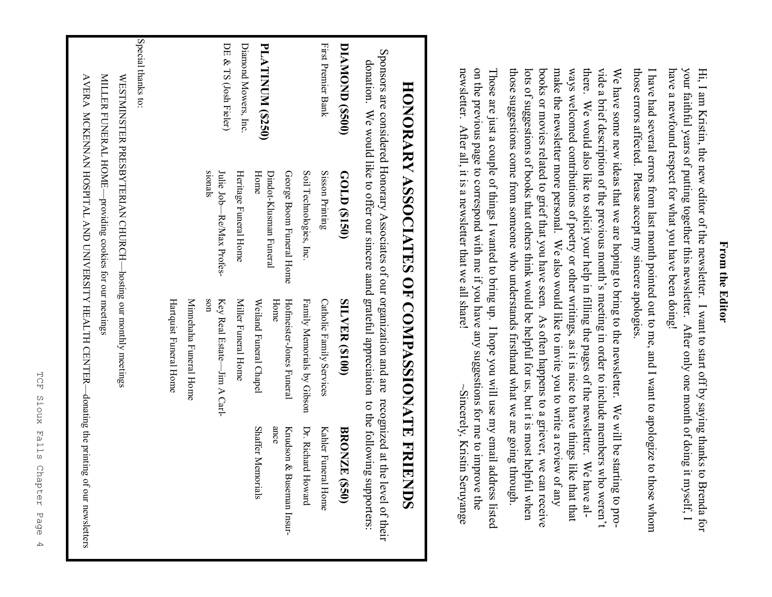## From the Editor

Hi, I am Kristin, the new editor of the newsletter. I want to start off by saying thanks to Brenda for your faithful years of putting together this newsletter. After only one month of doing it myself, I have a newfound respect for what you have been doing!

I have had several errors from last month pointed out to me, and I want to apologize to those whom those errors affected. Please accept my sincere apologies.

We have some new ideas that we are hoping to bring to the newsletter. We will be starting to provide a brief description of the previous month's meeting in order to include members who weren't there. We would also like to solicit your help in filling the pages of the newsletter. We have always welcomed contributions of poetry or other writings, as it is nice to have things like that that make the newsletter more personal. We also would like to invite you to write a review of any books or movies related to grief that you have seen. As often happens to a griever, we can receive lots of suggestions of books that others think would be helpful for us, but it is most helpful when those suggestions come from someone who understands firsthand what we are going through.

Those are just a couple of things I wanted to bring up. I hope you will use my email address listed on the previous page to correspond with me if you have any suggestions for me to improve the newsletter. After all, it is a newsletter that we all share!

~Sincerely, Kristin Seruyange

# HONORARY ASSOCIATES OF COMPASSIONATE FRIENDS

Sponsors are considered Honorary Associates of our organization and are recognized at the level of their donation. We would like to offer our sincere aand grateful appreciation to the following supporters:

| DIAMOND ($500) | GOLD ($150) | SILVER ($100) | BRONZE ($50) |
|---|---|---|---|
| First Premier Bank | Sisson Printing | Catholic Family Services | Kahler Funeral Home |
| | Soil Technologies, Inc. | Family Memorials by Gibson | Dr. Richard Howard |
| | George Boom Funeral Home | Hofmeister-Jones Funeral Home | Knudson & Buseman Insurance |
| **PLATINUM ($250)** | Dindot-Klusman Funeral Home | Weiland Funeral Chapel | Shaffer Memorials |
| Diamond Mowers, Inc. | Heritage Funeral Home | Miller Funeral Home | |
| DE & TS (Josh Fieler) | Julie Job—Re/Max Professionals | Key Real Estate—Jim A Carlson | |
| | | Minnehaha Funeral Home | |
| | | Hartquist Funeral Home | |

Special thanks to:

WESTMINSTER PRESBYTERIAN CHURCH—hosting our monthly meetings

MILLER FUNERAL HOME—providing cookies for our meetings

AVERA MCKENNAN HOSPITAL AND UNIVERSITY HEALTH CENTER—donating the printing of our newsletters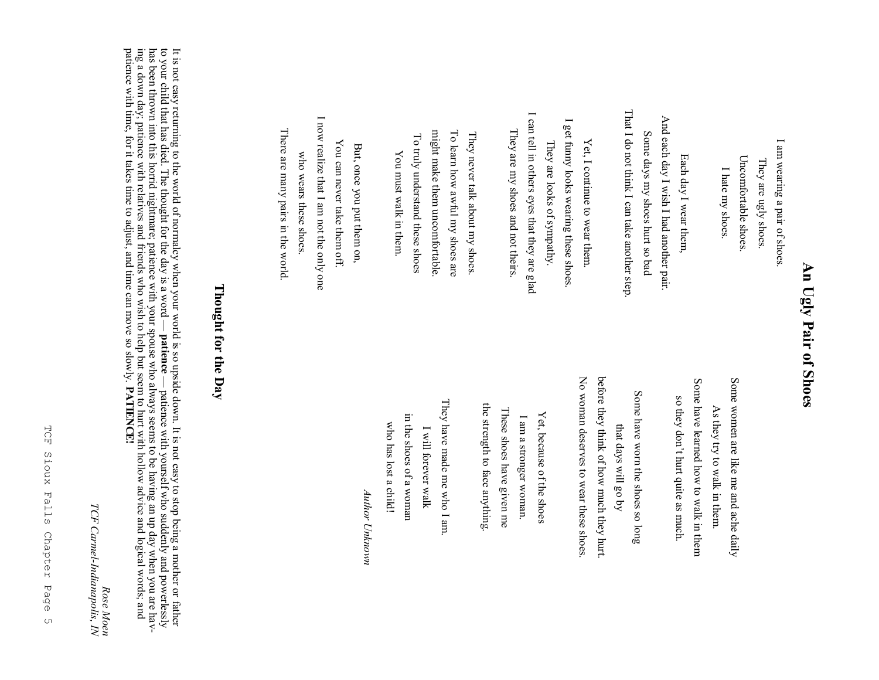# An Ugly Pair of Shoes

I am wearing a pair of shoes.
They are ugly shoes.
Uncomfortable shoes.
I hate my shoes.

Each day I wear them,
And each day I wish I had another pair.
Some days my shoes hurt so bad
That I do not think I can take another step.

Yet, I continue to wear them.
I get funny looks wearing these shoes.
They are looks of sympathy.
I can tell in others eyes that they are glad
They are my shoes and not theirs.

They never talk about my shoes.
To learn how awful my shoes are
might make them uncomfortable.
To truly understand these shoes
You must walk in them.

But, once you put them on,
You can never take them off.
I now realize that I am not the only one
who wears these shoes.
There are many pairs in the world.

Some women are like me and ache daily
As they try to walk in them.
Some have learned how to walk in them
so they don't hurt quite as much.

Some have worn the shoes so long
that days will go by
before they think of how much they hurt.
No woman deserves to wear these shoes.

Yet, because of the shoes
I am a stronger woman.
These shoes have given me
the strength to face anything.

They have made me who I am.
I will forever walk
in the shoes of a woman
who has lost a child!

*Author Unknown*

## Thought for the Day

It is not easy returning to the world of normalcy when your world is so upside down. It is not easy to stop being a mother or father to your child that has died. The thought for the day is a word — **patience** — patience with yourself who suddenly and powerlessly has been thrown into this horrid nightmare; patience with your spouse who always seems to be having an up day when you are having a down day; patience with relatives and friends who wish to help but seem to hurt with hollow advice and logical words; and patience with time, for it takes time to adjust, and time can move so slowly. **PATIENCE!**

*Rose Moen*
*TCF Carmel-Indianapolis, IN*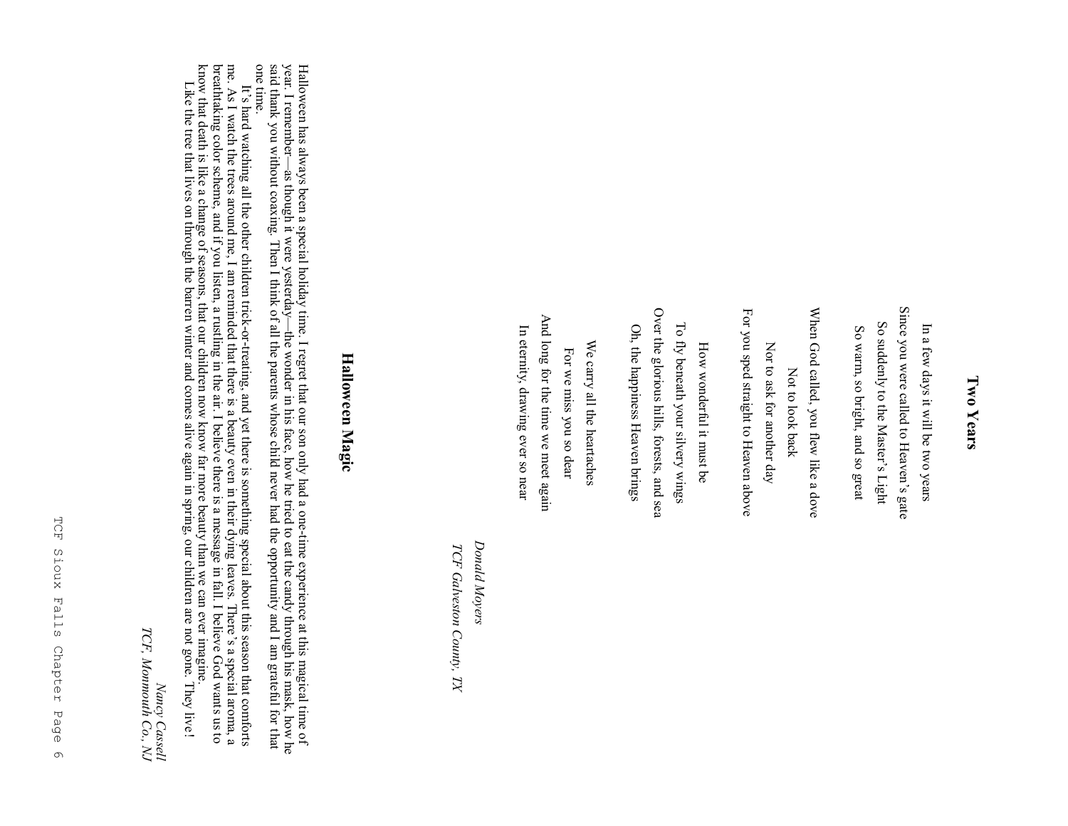## Two Years

In a few days it will be two years
Since you were called to Heaven's gate
So suddenly to the Master's Light
So warm, so bright, and so great

When God called, you flew like a dove
Not to look back
Nor to ask for another day
For you sped straight to Heaven above

How wonderful it must be
To fly beneath your silvery wings
Over the glorious hills, forests, and sea
Oh, the happiness Heaven brings

We carry all the heartaches
For we miss you so dear
And long for the time we meet again
In eternity, drawing ever so near

*Donald Moyers*
*TCF Galveston County, TX*

## Halloween Magic

Halloween has always been a special holiday time. I regret that our son only had a one-time experience at this magical time of year. I remember—as though it were yesterday—the wonder in his face, how he tried to eat the candy through his mask, how he said thank you without coaxing. Then I think of all the parents whose child never had the opportunity and I am grateful for that one time.

It's hard watching all the other children trick-or-treating, and yet there is something special about this season that comforts me. As I watch the trees around me, I am reminded that there is a beauty even in their dying leaves. There's a special aroma, a breathtaking color scheme, and if you listen, a rustling in the air. I believe there is a message in fall. I believe God wants us to know that death is like a change of seasons, that our children now know far more beauty than we can ever imagine.

Like the tree that lives on through the barren winter and comes alive again in spring, our children are not gone. They live!

*Nancy Cassell*
*TCF, Monmouth Co., NJ*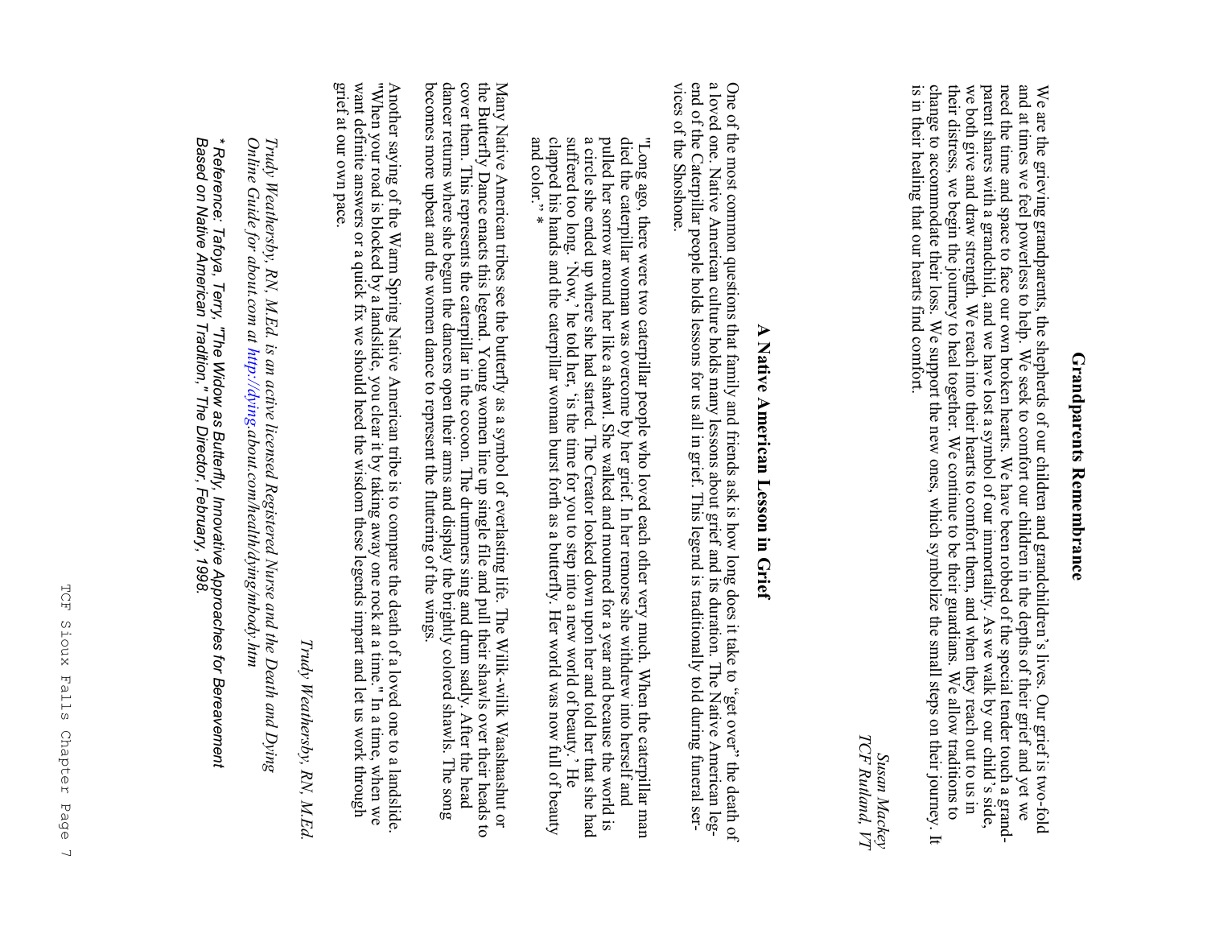## Grandparents Remembrance

We are the grieving grandparents, the shepherds of our children and grandchildren's lives. Our grief is two-fold and at times we feel powerless to help. We seek to comfort our children in the depths of their grief and yet we need the time and space to face our own broken hearts. We have been robbed of the special tender touch a grandparent shares with a grandchild, and we have lost a symbol of our immortality. As we walk by our child's side, we both give and draw strength. We reach into their hearts to comfort them, and when they reach out to us in their distress, we begin the journey to heal together. We continue to be their guardians. We allow traditions to change to accommodate their loss. We support the new ones, which symbolize the small steps on their journey. It is in their healing that our hearts find comfort.

*Susan Mackey*
*TCF Rutland, VT*

## A Native American Lesson in Grief

One of the most common questions that family and friends ask is how long does it take to "get over" the death of a loved one. Native American culture holds many lessons about grief and its duration. The Native American legend of the Caterpillar people holds lessons for us all in grief. This legend is traditionally told during funeral services of the Shoshone.

> "Long ago, there were two caterpillar people who loved each other very much. When the caterpillar man died the caterpillar woman was overcome by her grief. In her remorse she withdrew into herself and pulled her sorrow around her like a shawl. She walked and mourned for a year and because the world is a circle she ended up where she had started. The Creator looked down upon her and told her that she had suffered too long. 'Now,' he told her, 'is the time for you to step into a new world of beauty.' He clapped his hands and the caterpillar woman burst forth as a butterfly. Her world was now full of beauty and color." *

Many Native American tribes see the butterfly as a symbol of everlasting life. The Wilik-wilik Waashaashut or the Butterfly Dance enacts this legend. Young women line up single file and pull their shawls over their heads to cover them. This represents the caterpillar in the cocoon. The drummers sing and drum sadly. After the head dancer returns where she begun the dancers open their arms and display the brightly colored shawls. The song becomes more upbeat and the women dance to represent the fluttering of the wings.

Another saying of the Warm Spring Native American tribe is to compare the death of a loved one to a landslide. "When your road is blocked by a landslide, you clear it by taking away one rock at a time." In a time, when we want definite answers or a quick fix we should heed the wisdom these legends impart and let us work through grief at our own pace.

*Trudy Weathersby, RN, M.Ed.*

*Trudy Weathersby, RN, M.Ed. is an active licensed Registered Nurse and the Death and Dying Online Guide for about.com at http://dying.about.com/health/dying/mbody.htm*

*\* Reference: Tafoya, Terry, "The Widow as Butterfly, Innovative Approaches for Bereavement Based on Native American Tradition," The Director, February, 1998.*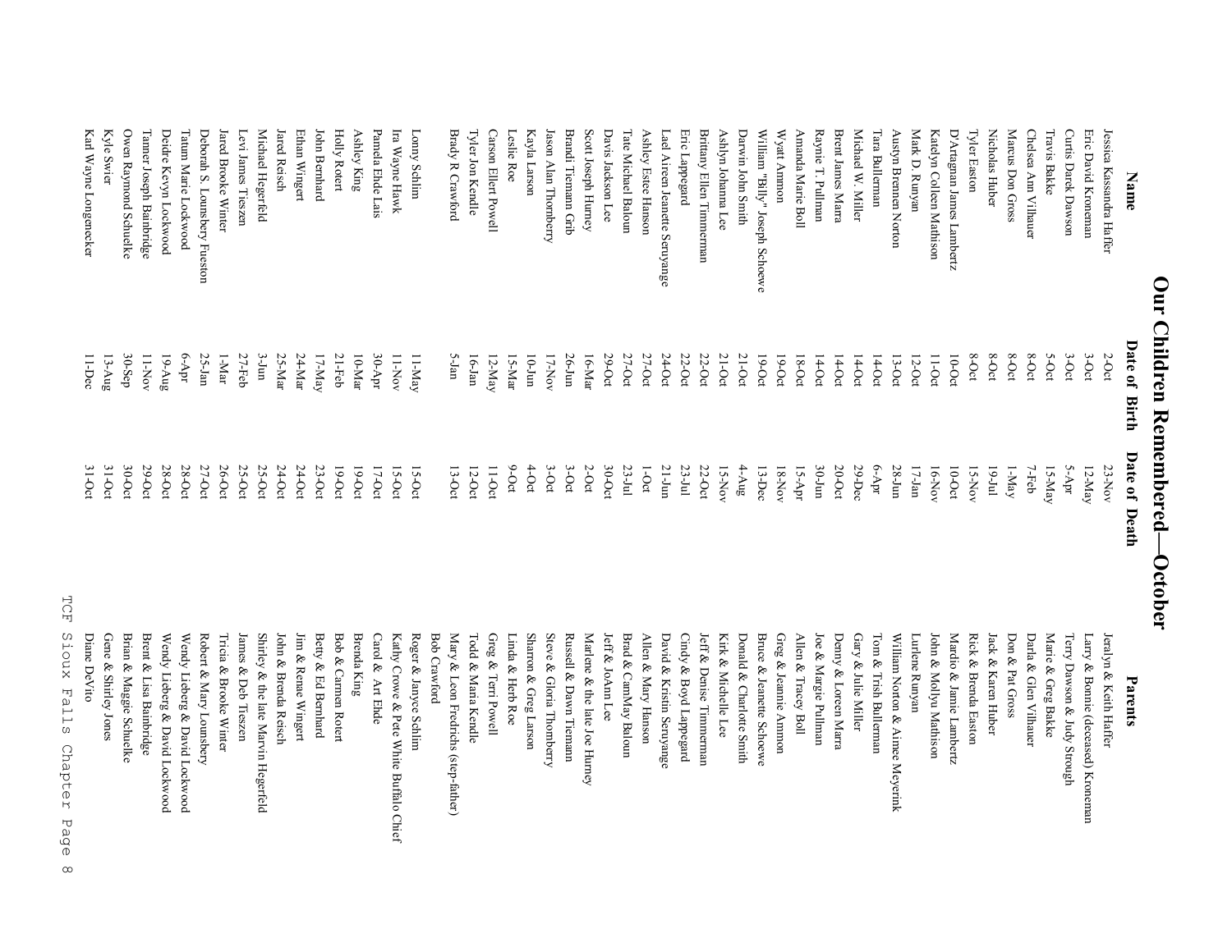# Our Children Remembered—October

| Name | Date of Birth | Date of Death | Parents |
|---|---|---|---|
| Jessica Kassandra Haffer | 2-Oct | 23-Nov | Jeralyn & Keith Haffer |
| Eric David Kroneman | 3-Oct | 12-May | Larry & Bonnie (deceased) Kroneman |
| Curtis Darek Dawson | 3-Oct | 5-Apr | Terry Dawson & Judy Strough |
| Travis Bakke | 5-Oct | 15-May | Marie & Greg Bakke |
| Chelsea Ann Vilhauer | 8-Oct | 7-Feb | Darla & Glen Vilhauer |
| Marcus Don Gross | 8-Oct | 1-May | Don & Pat Gross |
| Nicholas Huber | 8-Oct | 19-Jul | Jack & Karen Huber |
| Tyler Easton | 8-Oct | 15-Nov | Rick & Brenda Easton |
| D'Artagnan James Lambertz | 10-Oct | 10-Oct | Mardio & Jamie Lambertz |
| Katelyn Colleen Mathison | 11-Oct | 16-Nov | John & Mollyu Mathison |
| Mark D. Runyan | 12-Oct | 17-Jan | Lurlene Runyan |
| Austyn Brennen Norton | 13-Oct | 28-Jun | William Norton & Aimee Meyerink |
| Tara Bullerman | 14-Oct | 6-Apr | Tom & Trish Bullerman |
| Michael W. Miller | 14-Oct | 29-Dec | Gary & Julie Miller |
| Brent James Marra | 14-Oct | 20-Oct | Denny & Loreen Marra |
| Raynie T. Pullman | 14-Oct | 30-Jun | Joe & Margie Pullman |
| Amanda Marie Boll | 18-Oct | 15-Apr | Allen & Tracey Boll |
| Wyatt Ammon | 19-Oct | 18-Nov | Greg & Jeannie Ammon |
| William "Billy" Joseph Schoewe | 19-Oct | 13-Dec | Bruce & Jeanette Schoewe |
| Darwin John Smith | 21-Oct | 4-Aug | Donald & Charlotte Smith |
| Ashlyn Johanna Lee | 21-Oct | 15-Nov | Kirk & Michelle Lee |
| Brittany Ellen Timmerman | 22-Oct | 22-Oct | Jeff & Denise Timmerman |
| Eric Lappegard | 22-Oct | 23-Jul | Cindy & Boyd Lappegard |
| Lael Aireen Jeanette Senyange | 24-Oct | 21-Jun | David & Kristin Senyange |
| Ashley Estee Hanson | 27-Oct | 1-Oct | Allen & Mary Hanson |
| Tate Michael Baloun | 27-Oct | 23-Jul | Brad & CamMay Baloun |
| Davis Jackson Lee | 29-Oct | 30-Oct | Jeff & JoAnn Lee |
| Scott Joseph Hurney | 16-Mar | 2-Oct | Marlene & the late Joe Hurney |
| Brandi Tiemann Grib | 26-Jun | 3-Oct | Russell & Dawn Tiemann |
| Jason Alan Thornberry | 17-Nov | 3-Oct | Steve & Gloria Thornberry |
| Kayla Larson | 10-Jun | 4-Oct | Sharron & Greg Larson |
| Leslie Roe | 15-Mar | 9-Oct | Linda & Herb Roe |
| Carson Ellert Powell | 12-May | 11-Oct | Greg & Terri Powell |
| Tyler Jon Kendle | 16-Jan | 12-Oct | Todd & Maria Kendle |
| Brady R Crawford | 5-Jan | 13-Oct | Mary & Leon Fredrichs (step-father) |
| | | | Bob Crawford |
| Lonny Schlim | 11-May | 15-Oct | Roger & Janyce Schlim |
| Ira Wayne Hawk | 11-Nov | 15-Oct | Kathy Crowe & Pete White Buffalo Chief |
| Pamela Ehde Lais | 30-Apr | 17-Oct | Carol & Art Ehde |
| Ashley King | 10-Mar | 19-Oct | Brenda King |
| Holly Rotert | 21-Feb | 19-Oct | Bob & Carmen Rotert |
| John Bernhard | 17-May | 23-Oct | Betty & Ed Bernhard |
| Ethan Wingert | 24-Mar | 24-Oct | Jim & Renae Wingert |
| Jared Reisch | 25-Mar | 24-Oct | John & Brenda Reisch |
| Michael Hegerfeld | 3-Jun | 25-Oct | Shirley & the late Marvin Hegerfeld |
| Levi James Tieszen | 27-Feb | 25-Oct | James & Deb Tieszen |
| Jared Brooke Winter | 1-Mar | 26-Oct | Tricia & Brooke Winter |
| Deborah S. Lounsbery Fueston | 25-Jan | 27-Oct | Robert & Mary Lounsbery |
| Tatum Marie Lockwood | 6-Apr | 28-Oct | Wendy Lieberg & David Lockwood |
| Deidre Keyyn Lockwood | 19-Aug | 28-Oct | Wendy Lieberg & David Lockwood |
| Tanner Joseph Bainbridge | 11-Nov | 29-Oct | Brent & Lisa Bainbridge |
| Owen Raymond Schuelke | 30-Sep | 30-Oct | Brian & Maggie Schuelke |
| Kyle Swier | 13-Aug | 31-Oct | Gene & Shirley Jones |
| Karl Wayne Longenecker | 11-Dec | 31-Oct | Diane DeVito |